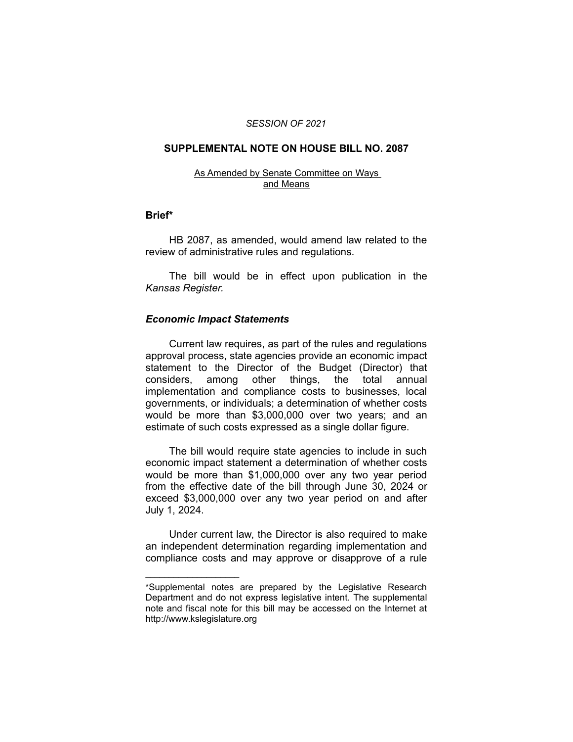*SESSION OF 2021*

# SUPPLEMENTAL NOTE ON HOUSE BILL NO. 2087

As Amended by Senate Committee on Ways and Means

## Brief*

HB 2087, as amended, would amend law related to the review of administrative rules and regulations.

The bill would be in effect upon publication in the *Kansas Register.*

### *Economic Impact Statements*

Current law requires, as part of the rules and regulations approval process, state agencies provide an economic impact statement to the Director of the Budget (Director) that considers, among other things, the total annual implementation and compliance costs to businesses, local governments, or individuals; a determination of whether costs would be more than $3,000,000 over two years; and an estimate of such costs expressed as a single dollar figure.

The bill would require state agencies to include in such economic impact statement a determination of whether costs would be more than $1,000,000 over any two year period from the effective date of the bill through June 30, 2024 or exceed $3,000,000 over any two year period on and after July 1, 2024.

Under current law, the Director is also required to make an independent determination regarding implementation and compliance costs and may approve or disapprove of a rule

---

*Supplemental notes are prepared by the Legislative Research Department and do not express legislative intent. The supplemental note and fiscal note for this bill may be accessed on the Internet at http://www.kslegislature.org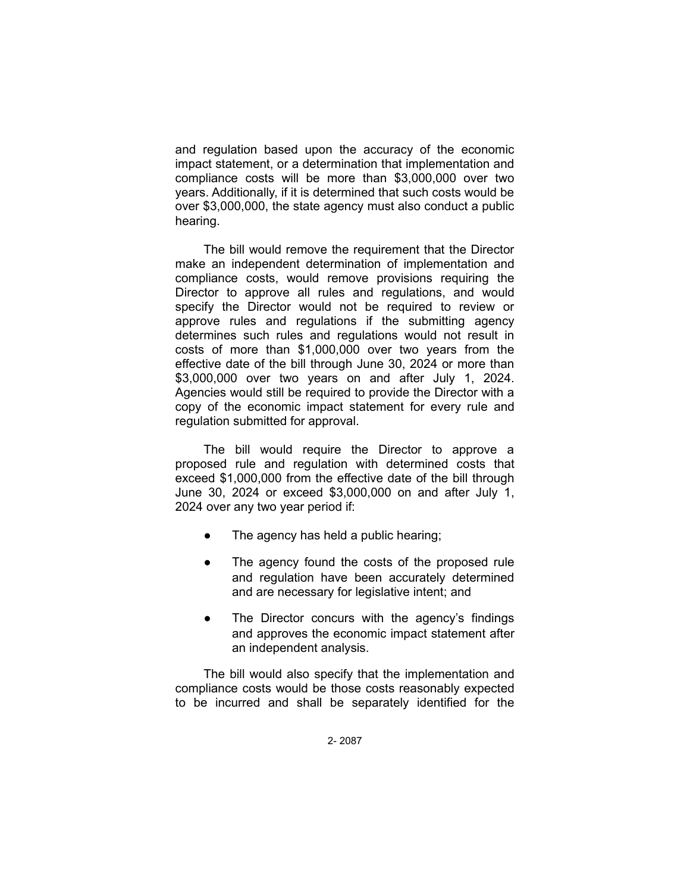and regulation based upon the accuracy of the economic impact statement, or a determination that implementation and compliance costs will be more than $3,000,000 over two years. Additionally, if it is determined that such costs would be over $3,000,000, the state agency must also conduct a public hearing.

The bill would remove the requirement that the Director make an independent determination of implementation and compliance costs, would remove provisions requiring the Director to approve all rules and regulations, and would specify the Director would not be required to review or approve rules and regulations if the submitting agency determines such rules and regulations would not result in costs of more than $1,000,000 over two years from the effective date of the bill through June 30, 2024 or more than $3,000,000 over two years on and after July 1, 2024. Agencies would still be required to provide the Director with a copy of the economic impact statement for every rule and regulation submitted for approval.

The bill would require the Director to approve a proposed rule and regulation with determined costs that exceed $1,000,000 from the effective date of the bill through June 30, 2024 or exceed $3,000,000 on and after July 1, 2024 over any two year period if:

- The agency has held a public hearing;
- The agency found the costs of the proposed rule and regulation have been accurately determined and are necessary for legislative intent; and
- The Director concurs with the agency's findings and approves the economic impact statement after an independent analysis.

The bill would also specify that the implementation and compliance costs would be those costs reasonably expected to be incurred and shall be separately identified for the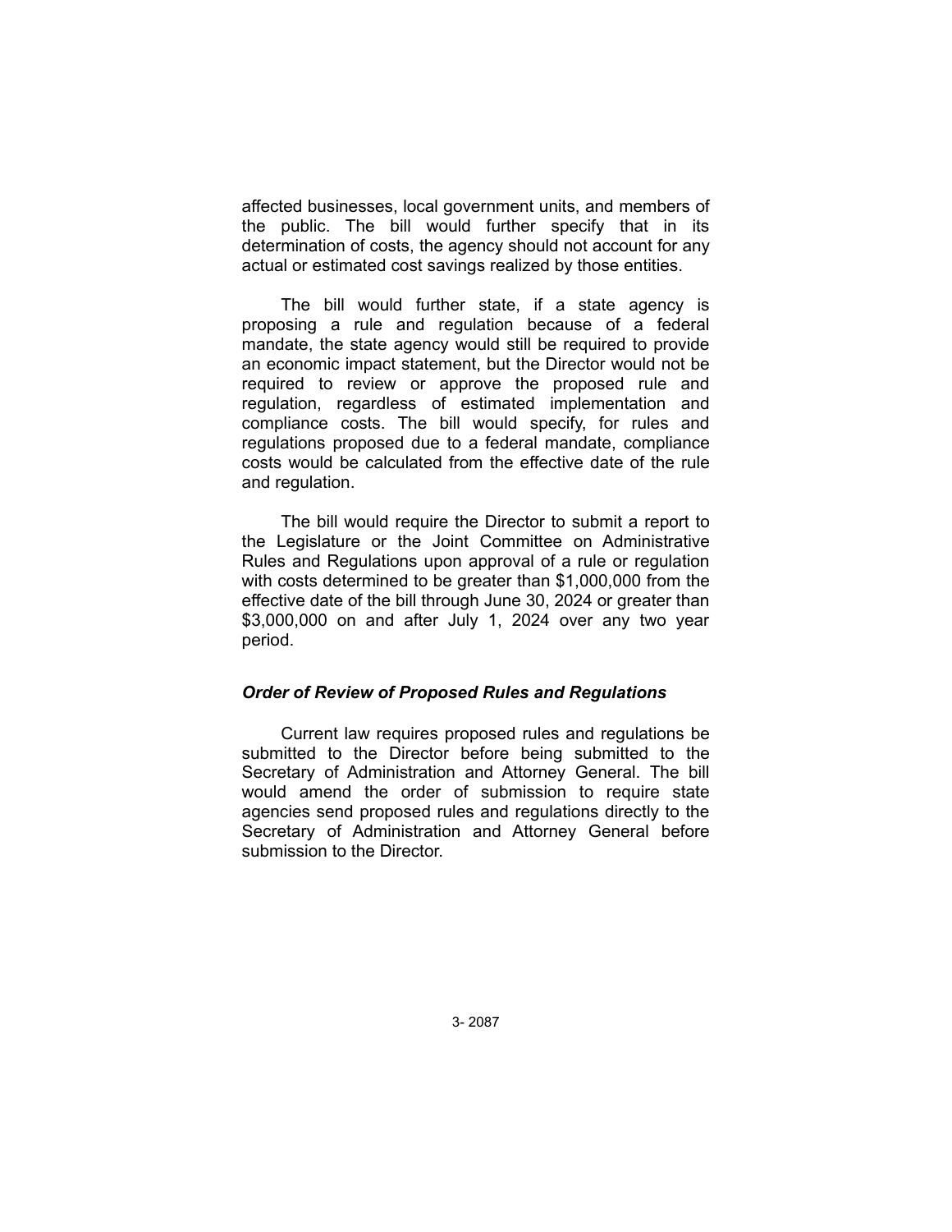affected businesses, local government units, and members of the public. The bill would further specify that in its determination of costs, the agency should not account for any actual or estimated cost savings realized by those entities.

The bill would further state, if a state agency is proposing a rule and regulation because of a federal mandate, the state agency would still be required to provide an economic impact statement, but the Director would not be required to review or approve the proposed rule and regulation, regardless of estimated implementation and compliance costs. The bill would specify, for rules and regulations proposed due to a federal mandate, compliance costs would be calculated from the effective date of the rule and regulation.

The bill would require the Director to submit a report to the Legislature or the Joint Committee on Administrative Rules and Regulations upon approval of a rule or regulation with costs determined to be greater than $1,000,000 from the effective date of the bill through June 30, 2024 or greater than $3,000,000 on and after July 1, 2024 over any two year period.

### *Order of Review of Proposed Rules and Regulations*

Current law requires proposed rules and regulations be submitted to the Director before being submitted to the Secretary of Administration and Attorney General. The bill would amend the order of submission to require state agencies send proposed rules and regulations directly to the Secretary of Administration and Attorney General before submission to the Director.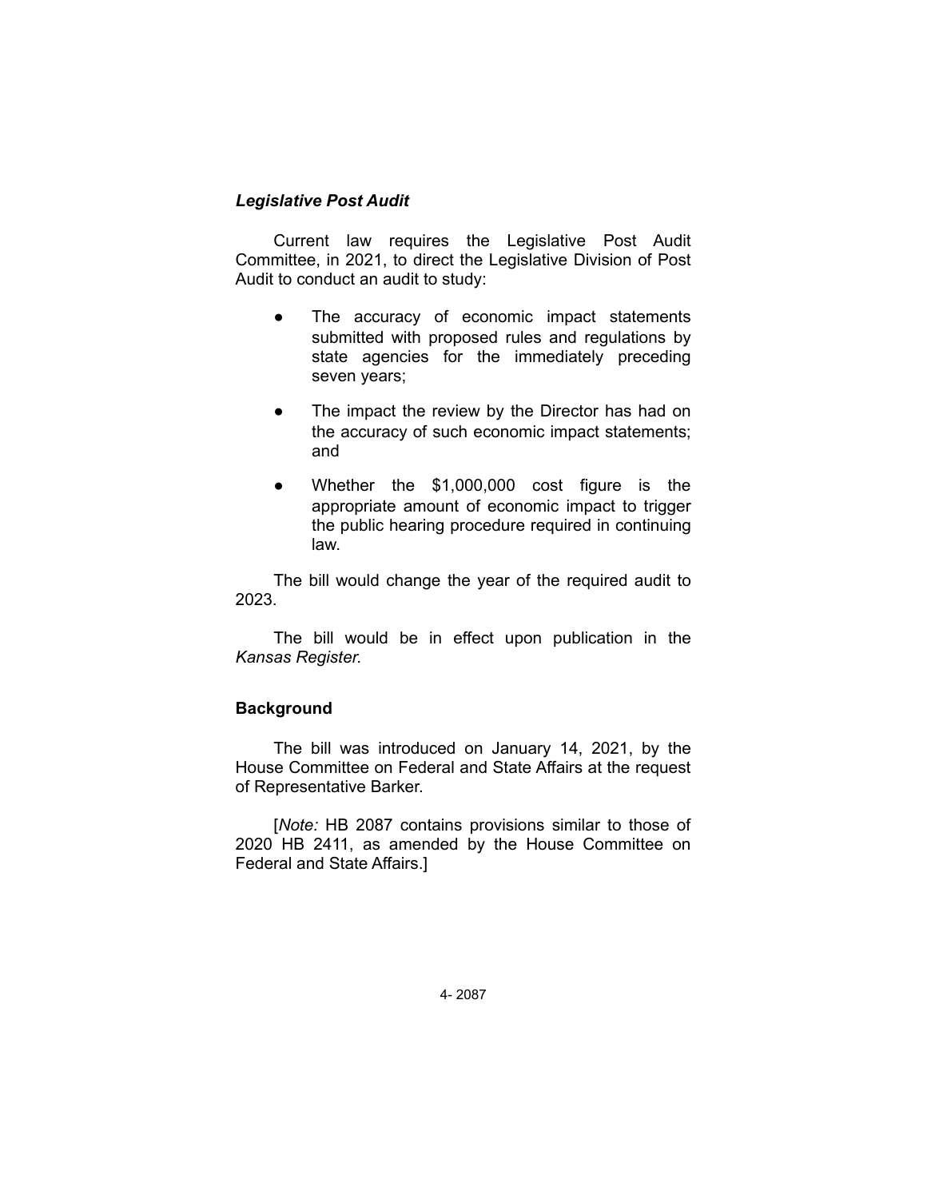### *Legislative Post Audit*

Current law requires the Legislative Post Audit Committee, in 2021, to direct the Legislative Division of Post Audit to conduct an audit to study:

- The accuracy of economic impact statements submitted with proposed rules and regulations by state agencies for the immediately preceding seven years;
- The impact the review by the Director has had on the accuracy of such economic impact statements; and
- Whether the $1,000,000 cost figure is the appropriate amount of economic impact to trigger the public hearing procedure required in continuing law.

The bill would change the year of the required audit to 2023.

The bill would be in effect upon publication in the *Kansas Register.*

## Background

The bill was introduced on January 14, 2021, by the House Committee on Federal and State Affairs at the request of Representative Barker.

[*Note:* HB 2087 contains provisions similar to those of 2020 HB 2411, as amended by the House Committee on Federal and State Affairs.]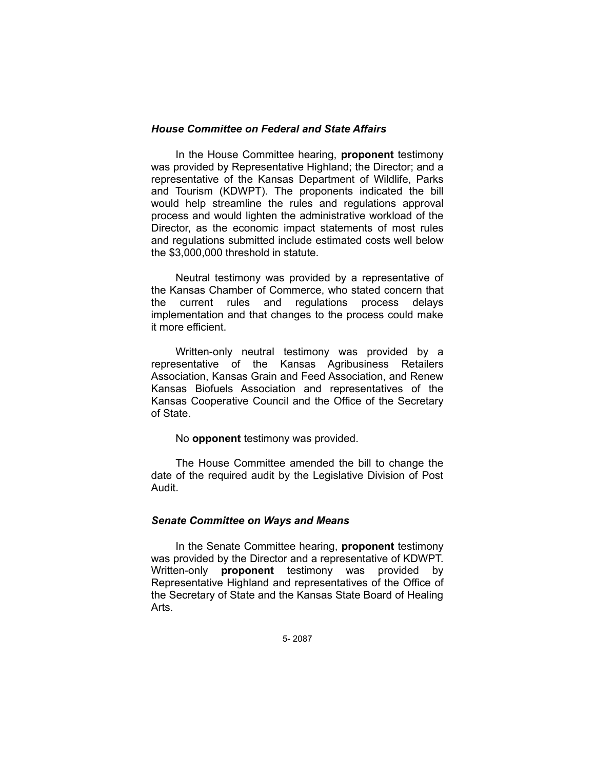### *House Committee on Federal and State Affairs*

In the House Committee hearing, **proponent** testimony was provided by Representative Highland; the Director; and a representative of the Kansas Department of Wildlife, Parks and Tourism (KDWPT). The proponents indicated the bill would help streamline the rules and regulations approval process and would lighten the administrative workload of the Director, as the economic impact statements of most rules and regulations submitted include estimated costs well below the $3,000,000 threshold in statute.

Neutral testimony was provided by a representative of the Kansas Chamber of Commerce, who stated concern that the current rules and regulations process delays implementation and that changes to the process could make it more efficient.

Written-only neutral testimony was provided by a representative of the Kansas Agribusiness Retailers Association, Kansas Grain and Feed Association, and Renew Kansas Biofuels Association and representatives of the Kansas Cooperative Council and the Office of the Secretary of State.

No **opponent** testimony was provided.

The House Committee amended the bill to change the date of the required audit by the Legislative Division of Post Audit.

### *Senate Committee on Ways and Means*

In the Senate Committee hearing, **proponent** testimony was provided by the Director and a representative of KDWPT. Written-only **proponent** testimony was provided by Representative Highland and representatives of the Office of the Secretary of State and the Kansas State Board of Healing Arts.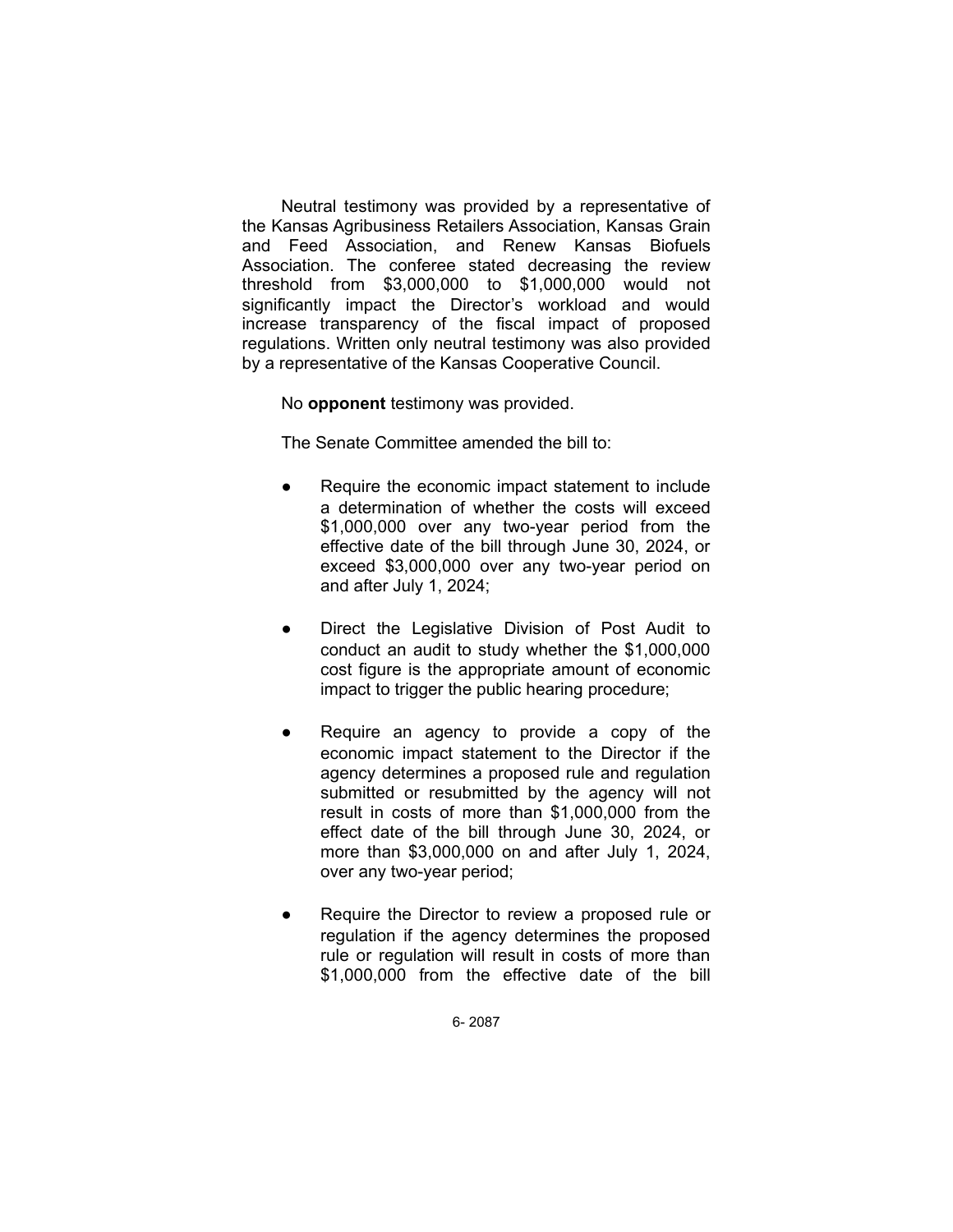Neutral testimony was provided by a representative of the Kansas Agribusiness Retailers Association, Kansas Grain and Feed Association, and Renew Kansas Biofuels Association. The conferee stated decreasing the review threshold from $3,000,000 to $1,000,000 would not significantly impact the Director's workload and would increase transparency of the fiscal impact of proposed regulations. Written only neutral testimony was also provided by a representative of the Kansas Cooperative Council.

No **opponent** testimony was provided.

The Senate Committee amended the bill to:

- Require the economic impact statement to include a determination of whether the costs will exceed $1,000,000 over any two-year period from the effective date of the bill through June 30, 2024, or exceed $3,000,000 over any two-year period on and after July 1, 2024;
- Direct the Legislative Division of Post Audit to conduct an audit to study whether the $1,000,000 cost figure is the appropriate amount of economic impact to trigger the public hearing procedure;
- Require an agency to provide a copy of the economic impact statement to the Director if the agency determines a proposed rule and regulation submitted or resubmitted by the agency will not result in costs of more than $1,000,000 from the effect date of the bill through June 30, 2024, or more than $3,000,000 on and after July 1, 2024, over any two-year period;
- Require the Director to review a proposed rule or regulation if the agency determines the proposed rule or regulation will result in costs of more than $1,000,000 from the effective date of the bill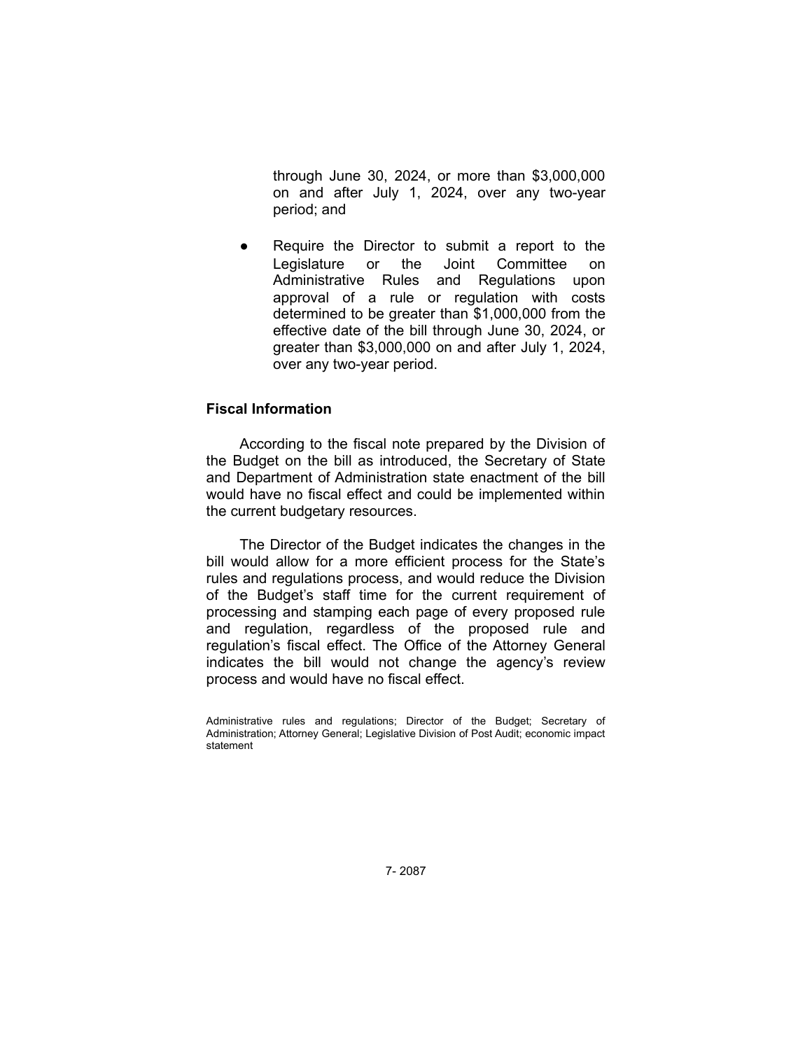through June 30, 2024, or more than $3,000,000 on and after July 1, 2024, over any two-year period; and

- Require the Director to submit a report to the Legislature or the Joint Committee on Administrative Rules and Regulations upon approval of a rule or regulation with costs determined to be greater than $1,000,000 from the effective date of the bill through June 30, 2024, or greater than $3,000,000 on and after July 1, 2024, over any two-year period.

**Fiscal Information**

According to the fiscal note prepared by the Division of the Budget on the bill as introduced, the Secretary of State and Department of Administration state enactment of the bill would have no fiscal effect and could be implemented within the current budgetary resources.

The Director of the Budget indicates the changes in the bill would allow for a more efficient process for the State's rules and regulations process, and would reduce the Division of the Budget's staff time for the current requirement of processing and stamping each page of every proposed rule and regulation, regardless of the proposed rule and regulation's fiscal effect. The Office of the Attorney General indicates the bill would not change the agency's review process and would have no fiscal effect.

Administrative rules and regulations; Director of the Budget; Secretary of Administration; Attorney General; Legislative Division of Post Audit; economic impact statement